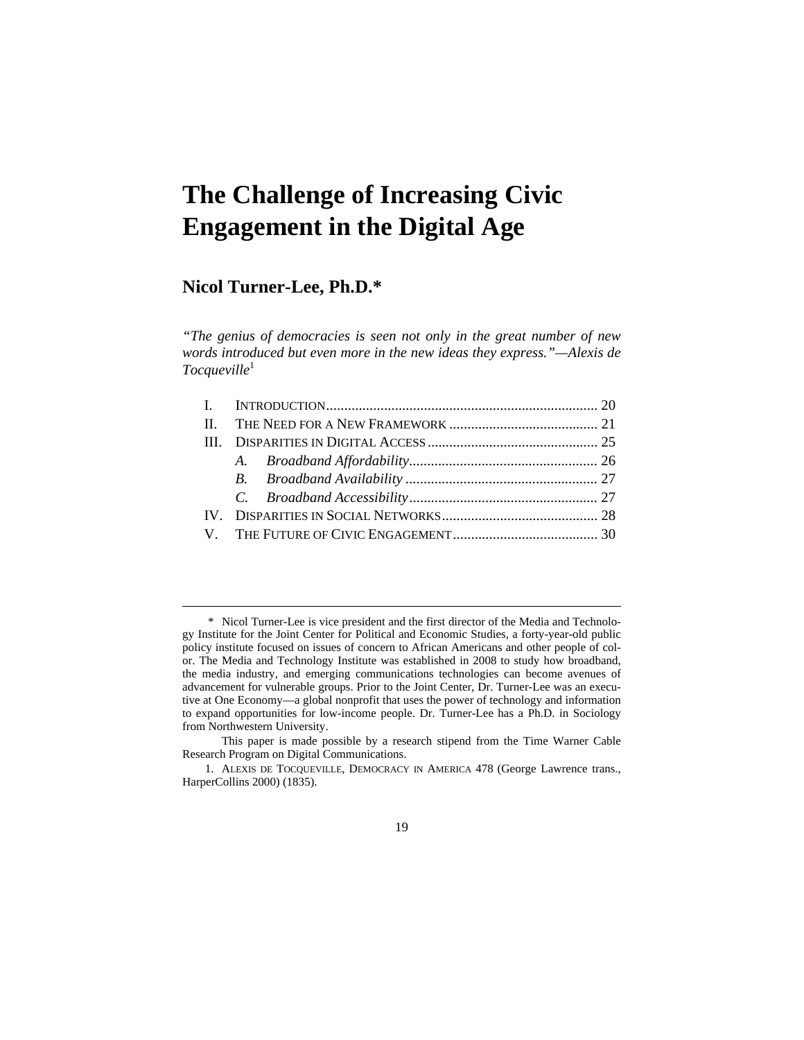# The Challenge of Increasing Civic Engagement in the Digital Age

## Nicol Turner-Lee, Ph.D.*

*"The genius of democracies is seen not only in the great number of new words introduced but even more in the new ideas they express."—Alexis de Tocqueville*[1]

- I. INTRODUCTION .......... 20
- II. THE NEED FOR A NEW FRAMEWORK .......... 21
- III. DISPARITIES IN DIGITAL ACCESS .......... 25
  - *A. Broadband Affordability* .......... 26
  - *B. Broadband Availability* .......... 27
  - *C. Broadband Accessibility* .......... 27
- IV. DISPARITIES IN SOCIAL NETWORKS .......... 28
- V. THE FUTURE OF CIVIC ENGAGEMENT .......... 30

---

\* Nicol Turner-Lee is vice president and the first director of the Media and Technology Institute for the Joint Center for Political and Economic Studies, a forty-year-old public policy institute focused on issues of concern to African Americans and other people of color. The Media and Technology Institute was established in 2008 to study how broadband, the media industry, and emerging communications technologies can become avenues of advancement for vulnerable groups. Prior to the Joint Center, Dr. Turner-Lee was an executive at One Economy—a global nonprofit that uses the power of technology and information to expand opportunities for low-income people. Dr. Turner-Lee has a Ph.D. in Sociology from Northwestern University.

This paper is made possible by a research stipend from the Time Warner Cable Research Program on Digital Communications.

1. ALEXIS DE TOCQUEVILLE, DEMOCRACY IN AMERICA 478 (George Lawrence trans., HarperCollins 2000) (1835).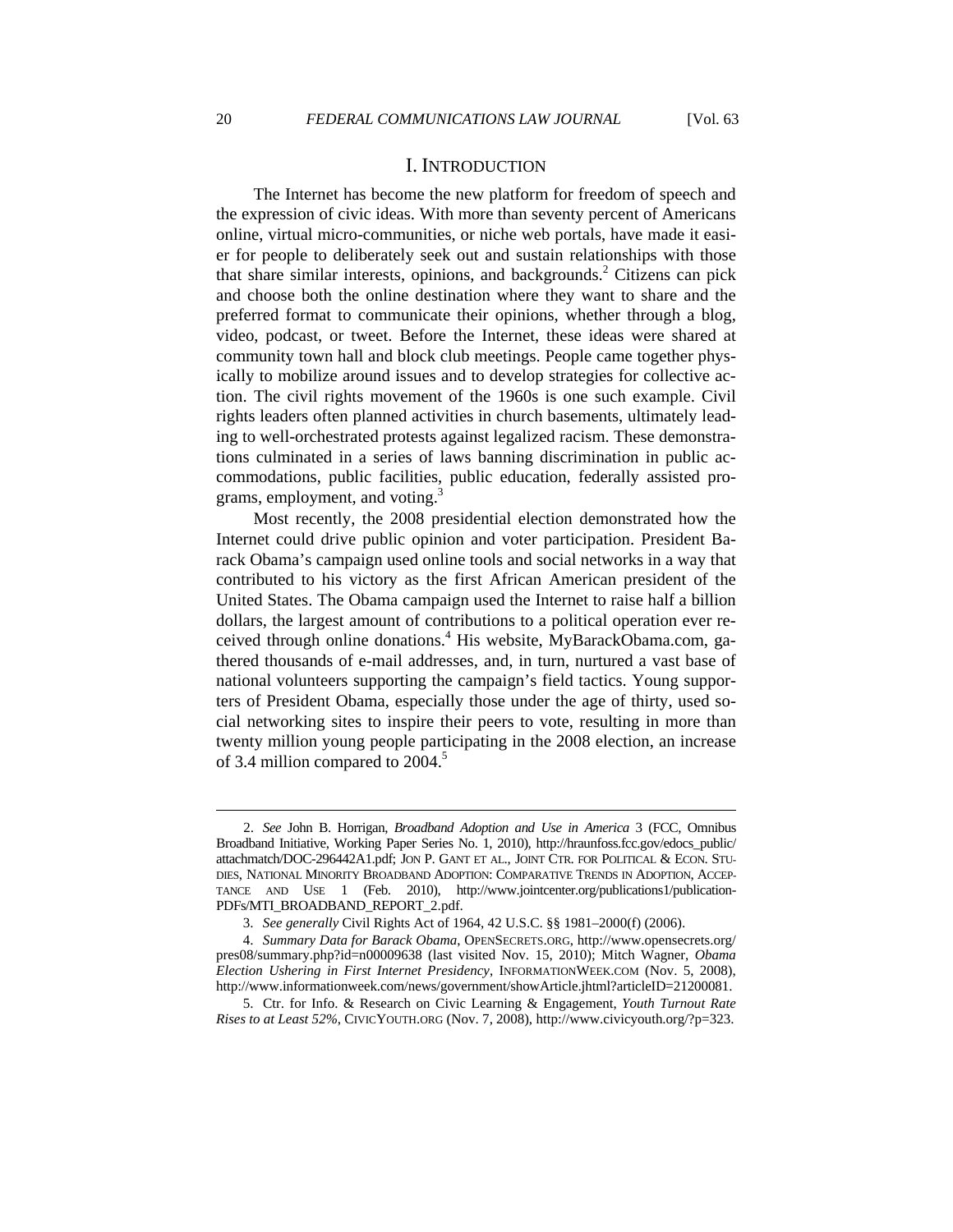## I. INTRODUCTION

The Internet has become the new platform for freedom of speech and the expression of civic ideas. With more than seventy percent of Americans online, virtual micro-communities, or niche web portals, have made it easier for people to deliberately seek out and sustain relationships with those that share similar interests, opinions, and backgrounds.[2] Citizens can pick and choose both the online destination where they want to share and the preferred format to communicate their opinions, whether through a blog, video, podcast, or tweet. Before the Internet, these ideas were shared at community town hall and block club meetings. People came together physically to mobilize around issues and to develop strategies for collective action. The civil rights movement of the 1960s is one such example. Civil rights leaders often planned activities in church basements, ultimately leading to well-orchestrated protests against legalized racism. These demonstrations culminated in a series of laws banning discrimination in public accommodations, public facilities, public education, federally assisted programs, employment, and voting.[3]

Most recently, the 2008 presidential election demonstrated how the Internet could drive public opinion and voter participation. President Barack Obama's campaign used online tools and social networks in a way that contributed to his victory as the first African American president of the United States. The Obama campaign used the Internet to raise half a billion dollars, the largest amount of contributions to a political operation ever received through online donations.[4] His website, MyBarackObama.com, gathered thousands of e-mail addresses, and, in turn, nurtured a vast base of national volunteers supporting the campaign's field tactics. Young supporters of President Obama, especially those under the age of thirty, used social networking sites to inspire their peers to vote, resulting in more than twenty million young people participating in the 2008 election, an increase of 3.4 million compared to 2004.[5]

---

2. *See* John B. Horrigan, *Broadband Adoption and Use in America* 3 (FCC, Omnibus Broadband Initiative, Working Paper Series No. 1, 2010), http://hraunfoss.fcc.gov/edocs_public/attachmatch/DOC-296442A1.pdf; JON P. GANT ET AL., JOINT CTR. FOR POLITICAL & ECON. STUDIES, NATIONAL MINORITY BROADBAND ADOPTION: COMPARATIVE TRENDS IN ADOPTION, ACCEPTANCE AND USE 1 (Feb. 2010), http://www.jointcenter.org/publications1/publication-PDFs/MTI_BROADBAND_REPORT_2.pdf.

3. *See generally* Civil Rights Act of 1964, 42 U.S.C. §§ 1981–2000(f) (2006).

4. *Summary Data for Barack Obama*, OPENSECRETS.ORG, http://www.opensecrets.org/pres08/summary.php?id=n00009638 (last visited Nov. 15, 2010); Mitch Wagner, *Obama Election Ushering in First Internet Presidency*, INFORMATIONWEEK.COM (Nov. 5, 2008), http://www.informationweek.com/news/government/showArticle.jhtml?articleID=21200081.

5. Ctr. for Info. & Research on Civic Learning & Engagement, *Youth Turnout Rate Rises to at Least 52%*, CIVICYOUTH.ORG (Nov. 7, 2008), http://www.civicyouth.org/?p=323.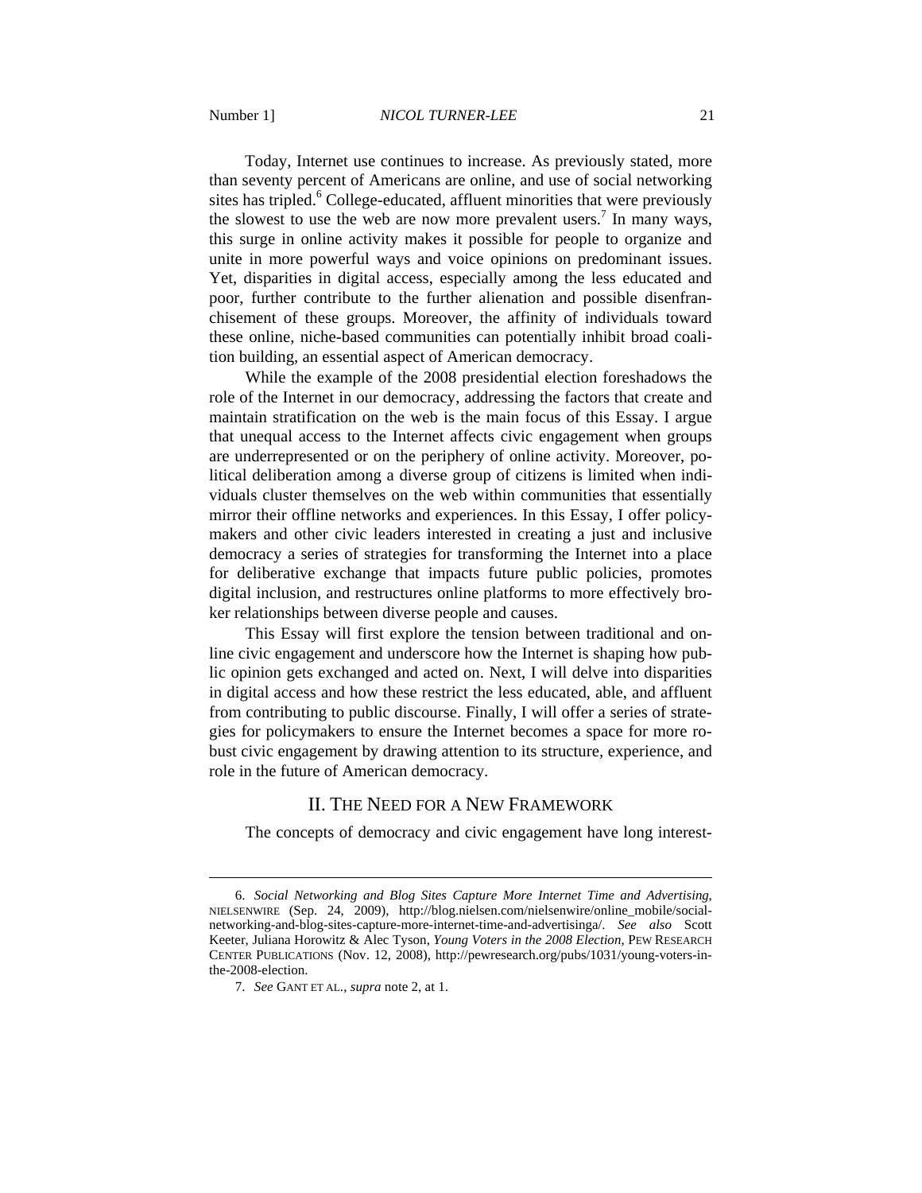Today, Internet use continues to increase. As previously stated, more than seventy percent of Americans are online, and use of social networking sites has tripled.[6] College-educated, affluent minorities that were previously the slowest to use the web are now more prevalent users.[7] In many ways, this surge in online activity makes it possible for people to organize and unite in more powerful ways and voice opinions on predominant issues. Yet, disparities in digital access, especially among the less educated and poor, further contribute to the further alienation and possible disenfranchisement of these groups. Moreover, the affinity of individuals toward these online, niche-based communities can potentially inhibit broad coalition building, an essential aspect of American democracy.

While the example of the 2008 presidential election foreshadows the role of the Internet in our democracy, addressing the factors that create and maintain stratification on the web is the main focus of this Essay. I argue that unequal access to the Internet affects civic engagement when groups are underrepresented or on the periphery of online activity. Moreover, political deliberation among a diverse group of citizens is limited when individuals cluster themselves on the web within communities that essentially mirror their offline networks and experiences. In this Essay, I offer policymakers and other civic leaders interested in creating a just and inclusive democracy a series of strategies for transforming the Internet into a place for deliberative exchange that impacts future public policies, promotes digital inclusion, and restructures online platforms to more effectively broker relationships between diverse people and causes.

This Essay will first explore the tension between traditional and online civic engagement and underscore how the Internet is shaping how public opinion gets exchanged and acted on. Next, I will delve into disparities in digital access and how these restrict the less educated, able, and affluent from contributing to public discourse. Finally, I will offer a series of strategies for policymakers to ensure the Internet becomes a space for more robust civic engagement by drawing attention to its structure, experience, and role in the future of American democracy.

## II. The Need for a New Framework

The concepts of democracy and civic engagement have long interest-

---

6. *Social Networking and Blog Sites Capture More Internet Time and Advertising*, NIELSENWIRE (Sep. 24, 2009), http://blog.nielsen.com/nielsenwire/online_mobile/social-networking-and-blog-sites-capture-more-internet-time-and-advertisinga/. *See also* Scott Keeter, Juliana Horowitz & Alec Tyson, *Young Voters in the 2008 Election*, PEW RESEARCH CENTER PUBLICATIONS (Nov. 12, 2008), http://pewresearch.org/pubs/1031/young-voters-in-the-2008-election.

7. *See* GANT ET AL., *supra* note 2, at 1.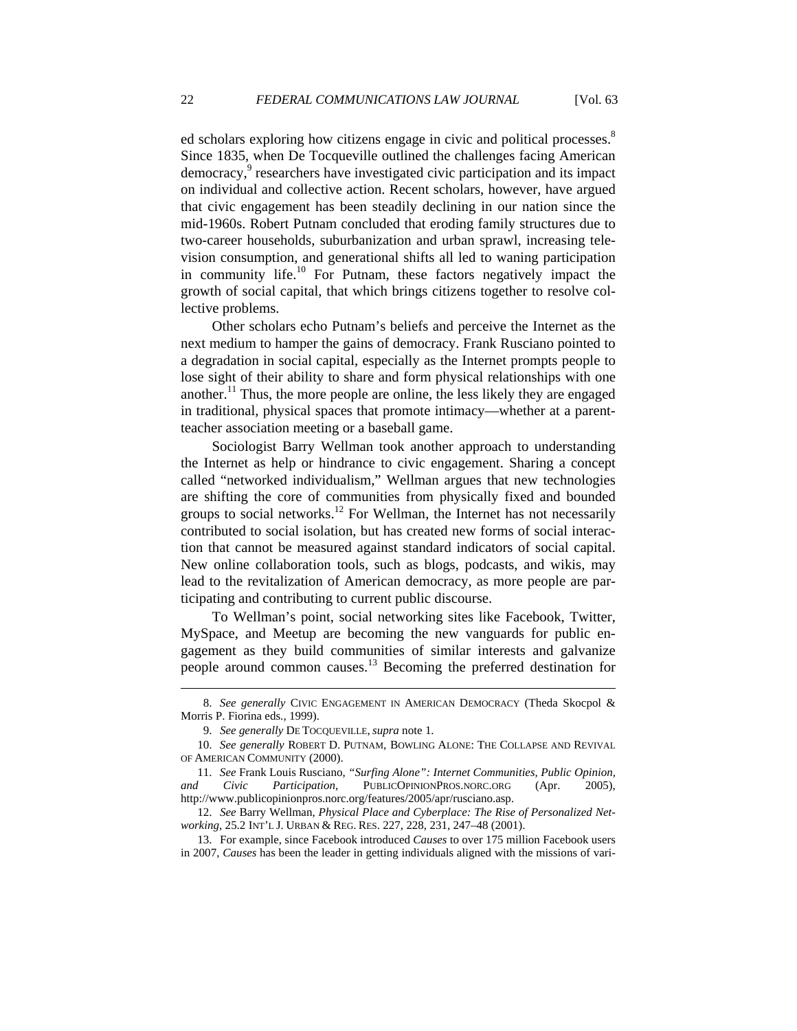ed scholars exploring how citizens engage in civic and political processes.[8] Since 1835, when De Tocqueville outlined the challenges facing American democracy,[9] researchers have investigated civic participation and its impact on individual and collective action. Recent scholars, however, have argued that civic engagement has been steadily declining in our nation since the mid-1960s. Robert Putnam concluded that eroding family structures due to two-career households, suburbanization and urban sprawl, increasing television consumption, and generational shifts all led to waning participation in community life.[10] For Putnam, these factors negatively impact the growth of social capital, that which brings citizens together to resolve collective problems.

Other scholars echo Putnam's beliefs and perceive the Internet as the next medium to hamper the gains of democracy. Frank Rusciano pointed to a degradation in social capital, especially as the Internet prompts people to lose sight of their ability to share and form physical relationships with one another.[11] Thus, the more people are online, the less likely they are engaged in traditional, physical spaces that promote intimacy—whether at a parent-teacher association meeting or a baseball game.

Sociologist Barry Wellman took another approach to understanding the Internet as help or hindrance to civic engagement. Sharing a concept called "networked individualism," Wellman argues that new technologies are shifting the core of communities from physically fixed and bounded groups to social networks.[12] For Wellman, the Internet has not necessarily contributed to social isolation, but has created new forms of social interaction that cannot be measured against standard indicators of social capital. New online collaboration tools, such as blogs, podcasts, and wikis, may lead to the revitalization of American democracy, as more people are participating and contributing to current public discourse.

To Wellman's point, social networking sites like Facebook, Twitter, MySpace, and Meetup are becoming the new vanguards for public engagement as they build communities of similar interests and galvanize people around common causes.[13] Becoming the preferred destination for

---

8. *See generally* CIVIC ENGAGEMENT IN AMERICAN DEMOCRACY (Theda Skocpol & Morris P. Fiorina eds., 1999).

9. *See generally* DE TOCQUEVILLE, *supra* note 1.

10. *See generally* ROBERT D. PUTNAM, BOWLING ALONE: THE COLLAPSE AND REVIVAL OF AMERICAN COMMUNITY (2000).

11. *See* Frank Louis Rusciano, *"Surfing Alone": Internet Communities, Public Opinion, and Civic Participation*, PUBLICOPINIONPROS.NORC.ORG (Apr. 2005), http://www.publicopinionpros.norc.org/features/2005/apr/rusciano.asp.

12. *See* Barry Wellman, *Physical Place and Cyberplace: The Rise of Personalized Networking*, 25.2 INT'L J. URBAN & REG. RES. 227, 228, 231, 247–48 (2001).

13. For example, since Facebook introduced *Causes* to over 175 million Facebook users in 2007, *Causes* has been the leader in getting individuals aligned with the missions of vari-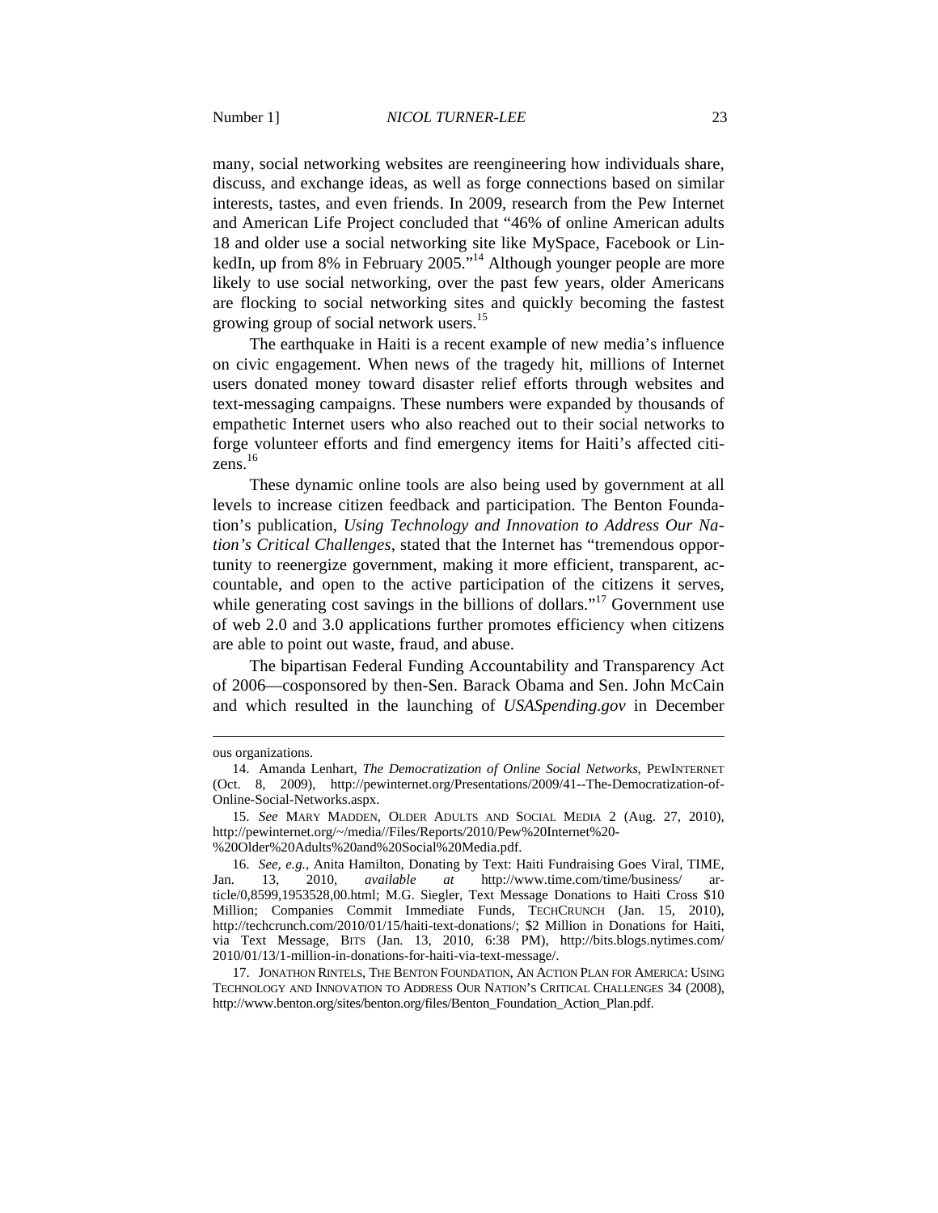many, social networking websites are reengineering how individuals share, discuss, and exchange ideas, as well as forge connections based on similar interests, tastes, and even friends. In 2009, research from the Pew Internet and American Life Project concluded that "46% of online American adults 18 and older use a social networking site like MySpace, Facebook or LinkedIn, up from 8% in February 2005."[14] Although younger people are more likely to use social networking, over the past few years, older Americans are flocking to social networking sites and quickly becoming the fastest growing group of social network users.[15]

The earthquake in Haiti is a recent example of new media's influence on civic engagement. When news of the tragedy hit, millions of Internet users donated money toward disaster relief efforts through websites and text-messaging campaigns. These numbers were expanded by thousands of empathetic Internet users who also reached out to their social networks to forge volunteer efforts and find emergency items for Haiti's affected citizens.[16]

These dynamic online tools are also being used by government at all levels to increase citizen feedback and participation. The Benton Foundation's publication, *Using Technology and Innovation to Address Our Nation's Critical Challenges*, stated that the Internet has "tremendous opportunity to reenergize government, making it more efficient, transparent, accountable, and open to the active participation of the citizens it serves, while generating cost savings in the billions of dollars."[17] Government use of web 2.0 and 3.0 applications further promotes efficiency when citizens are able to point out waste, fraud, and abuse.

The bipartisan Federal Funding Accountability and Transparency Act of 2006—cosponsored by then-Sen. Barack Obama and Sen. John McCain and which resulted in the launching of *USASpending.gov* in December

---

ous organizations.

14. Amanda Lenhart, *The Democratization of Online Social Networks*, PEWINTERNET (Oct. 8, 2009), http://pewinternet.org/Presentations/2009/41--The-Democratization-of-Online-Social-Networks.aspx.

15. *See* MARY MADDEN, OLDER ADULTS AND SOCIAL MEDIA 2 (Aug. 27, 2010), http://pewinternet.org/~/media//Files/Reports/2010/Pew%20Internet%20-%20Older%20Adults%20and%20Social%20Media.pdf.

16. *See, e.g.*, Anita Hamilton, Donating by Text: Haiti Fundraising Goes Viral, TIME, Jan. 13, 2010, *available at* http://www.time.com/time/business/article/0,8599,1953528,00.html; M.G. Siegler, Text Message Donations to Haiti Cross $10 Million; Companies Commit Immediate Funds, TECHCRUNCH (Jan. 15, 2010), http://techcrunch.com/2010/01/15/haiti-text-donations/; $2 Million in Donations for Haiti, via Text Message, BITS (Jan. 13, 2010, 6:38 PM), http://bits.blogs.nytimes.com/2010/01/13/1-million-in-donations-for-haiti-via-text-message/.

17. JONATHON RINTELS, THE BENTON FOUNDATION, AN ACTION PLAN FOR AMERICA: USING TECHNOLOGY AND INNOVATION TO ADDRESS OUR NATION'S CRITICAL CHALLENGES 34 (2008), http://www.benton.org/sites/benton.org/files/Benton_Foundation_Action_Plan.pdf.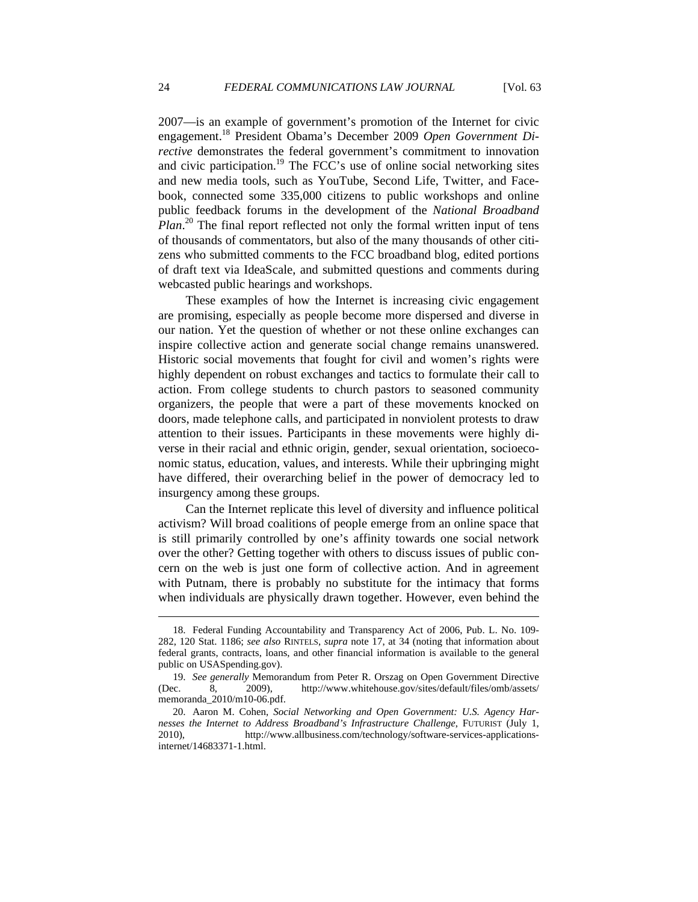2007—is an example of government's promotion of the Internet for civic engagement.[18] President Obama's December 2009 *Open Government Directive* demonstrates the federal government's commitment to innovation and civic participation.[19] The FCC's use of online social networking sites and new media tools, such as YouTube, Second Life, Twitter, and Facebook, connected some 335,000 citizens to public workshops and online public feedback forums in the development of the *National Broadband Plan*.[20] The final report reflected not only the formal written input of tens of thousands of commentators, but also of the many thousands of other citizens who submitted comments to the FCC broadband blog, edited portions of draft text via IdeaScale, and submitted questions and comments during webcasted public hearings and workshops.

These examples of how the Internet is increasing civic engagement are promising, especially as people become more dispersed and diverse in our nation. Yet the question of whether or not these online exchanges can inspire collective action and generate social change remains unanswered. Historic social movements that fought for civil and women's rights were highly dependent on robust exchanges and tactics to formulate their call to action. From college students to church pastors to seasoned community organizers, the people that were a part of these movements knocked on doors, made telephone calls, and participated in nonviolent protests to draw attention to their issues. Participants in these movements were highly diverse in their racial and ethnic origin, gender, sexual orientation, socioeconomic status, education, values, and interests. While their upbringing might have differed, their overarching belief in the power of democracy led to insurgency among these groups.

Can the Internet replicate this level of diversity and influence political activism? Will broad coalitions of people emerge from an online space that is still primarily controlled by one's affinity towards one social network over the other? Getting together with others to discuss issues of public concern on the web is just one form of collective action. And in agreement with Putnam, there is probably no substitute for the intimacy that forms when individuals are physically drawn together. However, even behind the

---

18. Federal Funding Accountability and Transparency Act of 2006, Pub. L. No. 109-282, 120 Stat. 1186; *see also* RINTELS, *supra* note 17, at 34 (noting that information about federal grants, contracts, loans, and other financial information is available to the general public on USASpending.gov).

19. *See generally* Memorandum from Peter R. Orszag on Open Government Directive (Dec. 8, 2009), http://www.whitehouse.gov/sites/default/files/omb/assets/memoranda_2010/m10-06.pdf.

20. Aaron M. Cohen, *Social Networking and Open Government: U.S. Agency Harnesses the Internet to Address Broadband's Infrastructure Challenge*, FUTURIST (July 1, 2010), http://www.allbusiness.com/technology/software-services-applications-internet/14683371-1.html.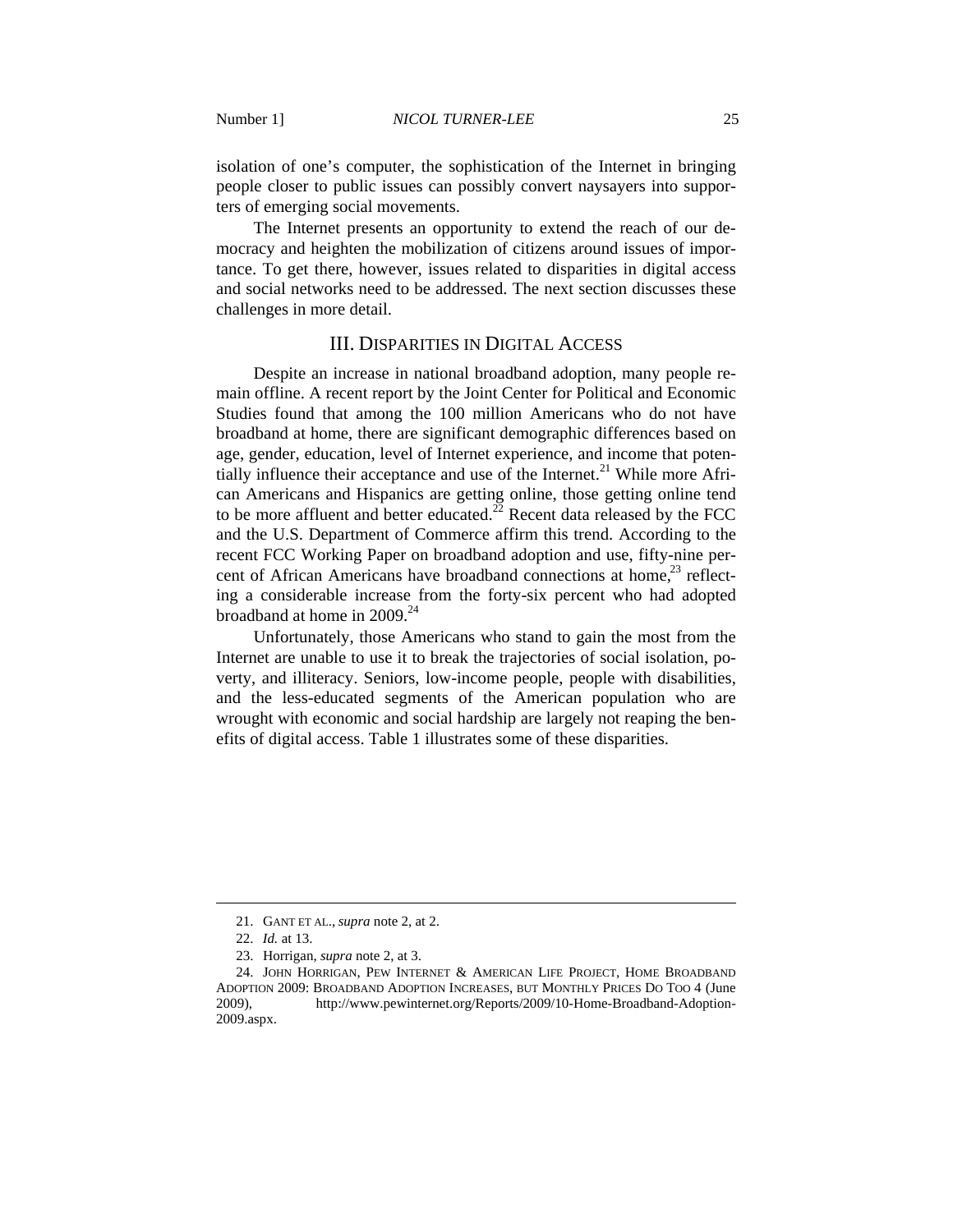isolation of one's computer, the sophistication of the Internet in bringing people closer to public issues can possibly convert naysayers into supporters of emerging social movements.

The Internet presents an opportunity to extend the reach of our democracy and heighten the mobilization of citizens around issues of importance. To get there, however, issues related to disparities in digital access and social networks need to be addressed. The next section discusses these challenges in more detail.

## III. DISPARITIES IN DIGITAL ACCESS

Despite an increase in national broadband adoption, many people remain offline. A recent report by the Joint Center for Political and Economic Studies found that among the 100 million Americans who do not have broadband at home, there are significant demographic differences based on age, gender, education, level of Internet experience, and income that potentially influence their acceptance and use of the Internet.[21] While more African Americans and Hispanics are getting online, those getting online tend to be more affluent and better educated.[22] Recent data released by the FCC and the U.S. Department of Commerce affirm this trend. According to the recent FCC Working Paper on broadband adoption and use, fifty-nine percent of African Americans have broadband connections at home,[23] reflecting a considerable increase from the forty-six percent who had adopted broadband at home in 2009.[24]

Unfortunately, those Americans who stand to gain the most from the Internet are unable to use it to break the trajectories of social isolation, poverty, and illiteracy. Seniors, low-income people, people with disabilities, and the less-educated segments of the American population who are wrought with economic and social hardship are largely not reaping the benefits of digital access. Table 1 illustrates some of these disparities.

---

21. GANT ET AL., *supra* note 2, at 2.

22. *Id.* at 13.

23. Horrigan, *supra* note 2, at 3.

24. JOHN HORRIGAN, PEW INTERNET & AMERICAN LIFE PROJECT, HOME BROADBAND ADOPTION 2009: BROADBAND ADOPTION INCREASES, BUT MONTHLY PRICES DO TOO 4 (June 2009), http://www.pewinternet.org/Reports/2009/10-Home-Broadband-Adoption-2009.aspx.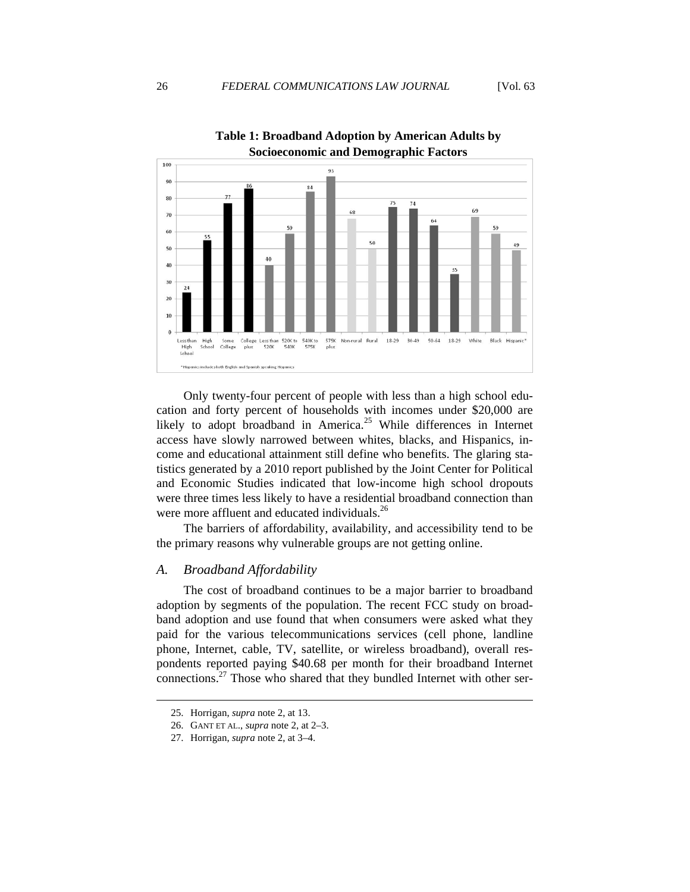**Table 1: Broadband Adoption by American Adults by Socioeconomic and Demographic Factors**

| Category | Broadband Adoption (%) |
|---|---|
| Less than High School | 24 |
| High School | 55 |
| Some College | 77 |
| College plus | 86 |
| Less than $20K | 40 |
| $20K to $40K | 59 |
| $40K to $75K | 84 |
| $75K plus | 93 |
| Non-rural | 68 |
| Rural | 50 |
| 18-29 | 75 |
| 30-49 | 74 |
| 50-64 | 64 |
| 18-29 | 35 |
| White | 69 |
| Black | 59 |
| Hispanic* | 49 |

*Hispanics includes both English and Spanish speaking Hispanics

Only twenty-four percent of people with less than a high school education and forty percent of households with incomes under $20,000 are likely to adopt broadband in America.[25] While differences in Internet access have slowly narrowed between whites, blacks, and Hispanics, income and educational attainment still define who benefits. The glaring statistics generated by a 2010 report published by the Joint Center for Political and Economic Studies indicated that low-income high school dropouts were three times less likely to have a residential broadband connection than were more affluent and educated individuals.[26]

The barriers of affordability, availability, and accessibility tend to be the primary reasons why vulnerable groups are not getting online.

### *A. Broadband Affordability*

The cost of broadband continues to be a major barrier to broadband adoption by segments of the population. The recent FCC study on broadband adoption and use found that when consumers were asked what they paid for the various telecommunications services (cell phone, landline phone, Internet, cable, TV, satellite, or wireless broadband), overall respondents reported paying $40.68 per month for their broadband Internet connections.[27] Those who shared that they bundled Internet with other ser-

25. Horrigan, *supra* note 2, at 13.

26. GANT ET AL., *supra* note 2, at 2–3.

27. Horrigan, *supra* note 2, at 3–4.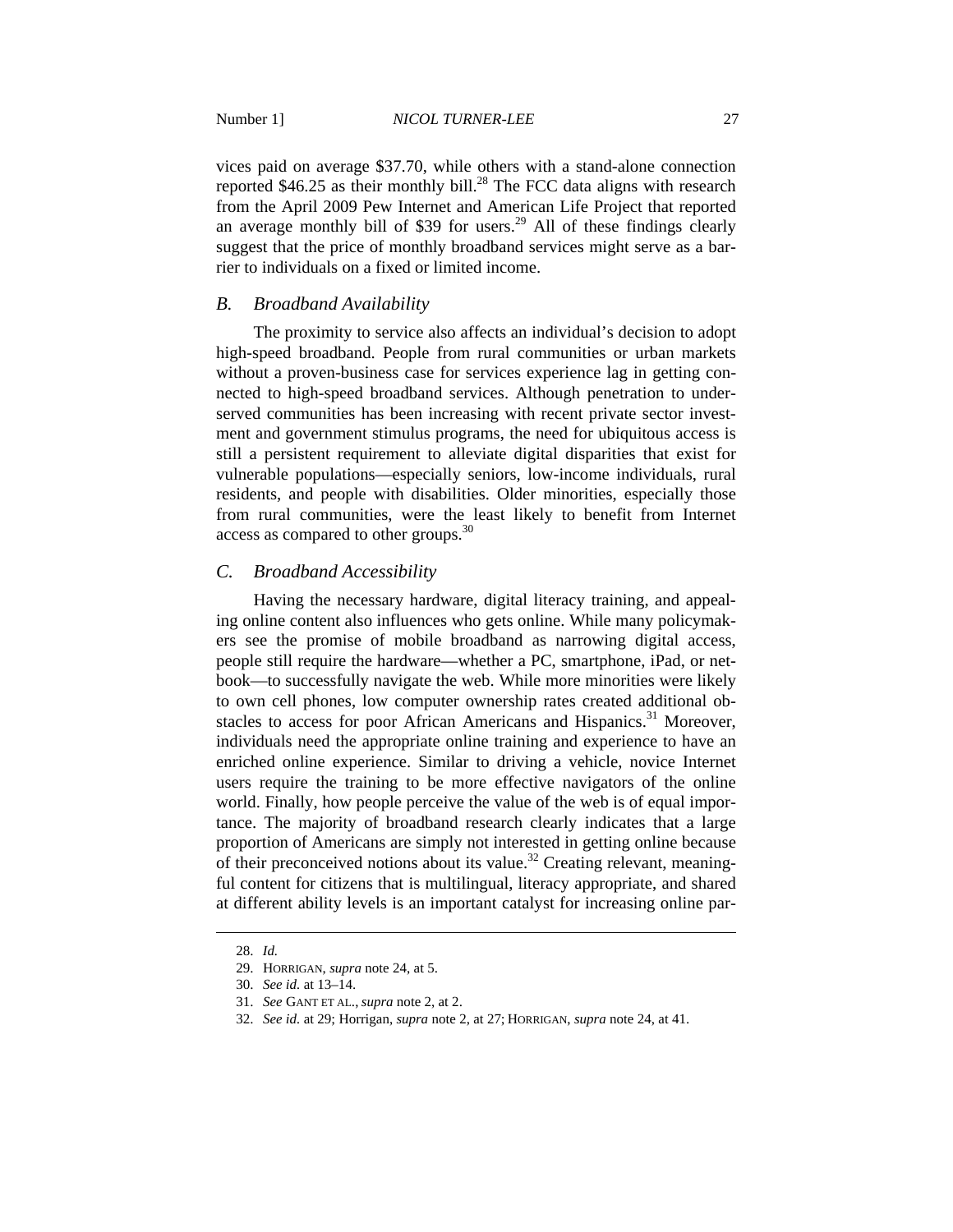vices paid on average $37.70, while others with a stand-alone connection reported $46.25 as their monthly bill.[28] The FCC data aligns with research from the April 2009 Pew Internet and American Life Project that reported an average monthly bill of $39 for users.[29] All of these findings clearly suggest that the price of monthly broadband services might serve as a barrier to individuals on a fixed or limited income.

### *B. Broadband Availability*

The proximity to service also affects an individual's decision to adopt high-speed broadband. People from rural communities or urban markets without a proven-business case for services experience lag in getting connected to high-speed broadband services. Although penetration to underserved communities has been increasing with recent private sector investment and government stimulus programs, the need for ubiquitous access is still a persistent requirement to alleviate digital disparities that exist for vulnerable populations—especially seniors, low-income individuals, rural residents, and people with disabilities. Older minorities, especially those from rural communities, were the least likely to benefit from Internet access as compared to other groups.[30]

### *C. Broadband Accessibility*

Having the necessary hardware, digital literacy training, and appealing online content also influences who gets online. While many policymakers see the promise of mobile broadband as narrowing digital access, people still require the hardware—whether a PC, smartphone, iPad, or netbook—to successfully navigate the web. While more minorities were likely to own cell phones, low computer ownership rates created additional obstacles to access for poor African Americans and Hispanics.[31] Moreover, individuals need the appropriate online training and experience to have an enriched online experience. Similar to driving a vehicle, novice Internet users require the training to be more effective navigators of the online world. Finally, how people perceive the value of the web is of equal importance. The majority of broadband research clearly indicates that a large proportion of Americans are simply not interested in getting online because of their preconceived notions about its value.[32] Creating relevant, meaningful content for citizens that is multilingual, literacy appropriate, and shared at different ability levels is an important catalyst for increasing online par-

---

28. *Id.*
29. HORRIGAN, *supra* note 24, at 5.
30. *See id.* at 13–14.
31. *See* GANT ET AL., *supra* note 2, at 2.
32. *See id.* at 29; Horrigan, *supra* note 2, at 27; HORRIGAN, *supra* note 24, at 41.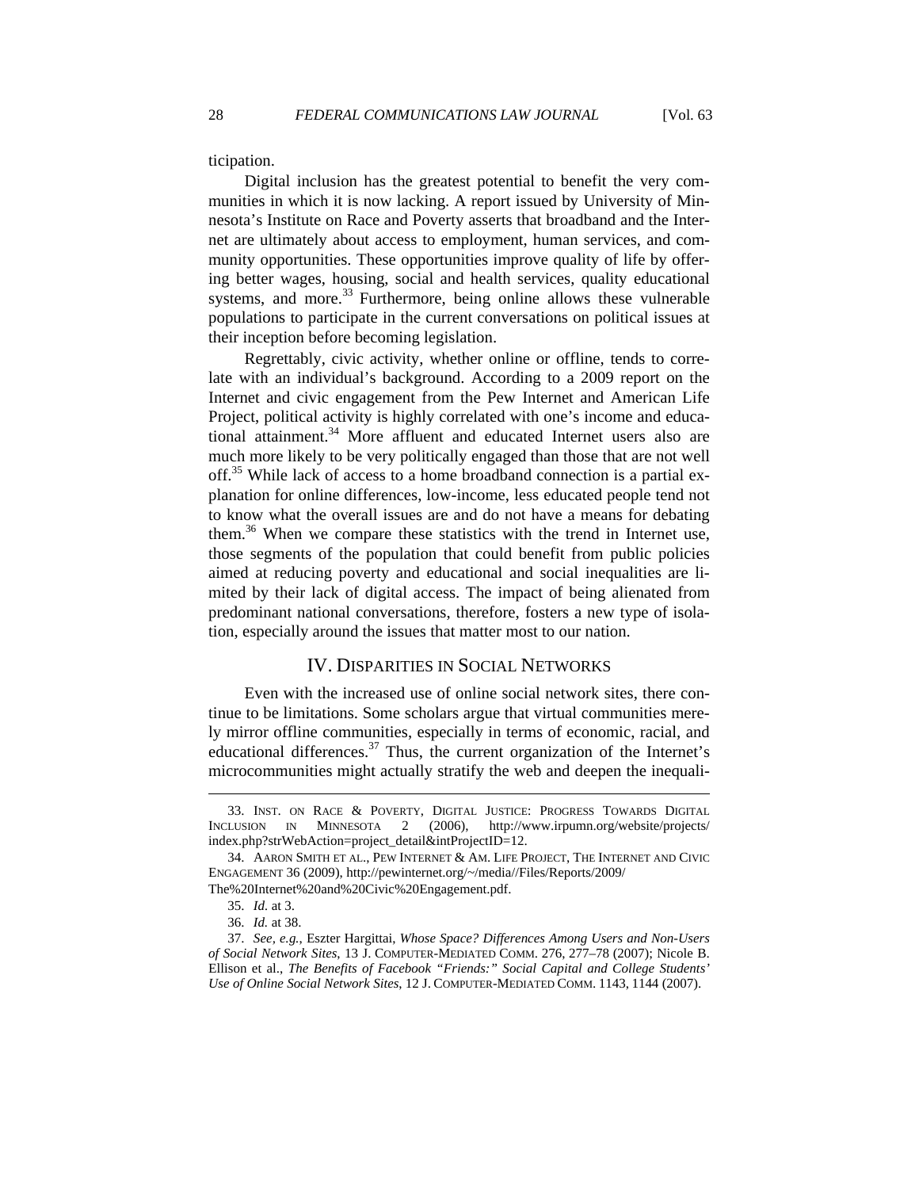ticipation.

Digital inclusion has the greatest potential to benefit the very communities in which it is now lacking. A report issued by University of Minnesota's Institute on Race and Poverty asserts that broadband and the Internet are ultimately about access to employment, human services, and community opportunities. These opportunities improve quality of life by offering better wages, housing, social and health services, quality educational systems, and more.[33] Furthermore, being online allows these vulnerable populations to participate in the current conversations on political issues at their inception before becoming legislation.

Regrettably, civic activity, whether online or offline, tends to correlate with an individual's background. According to a 2009 report on the Internet and civic engagement from the Pew Internet and American Life Project, political activity is highly correlated with one's income and educational attainment.[34] More affluent and educated Internet users also are much more likely to be very politically engaged than those that are not well off.[35] While lack of access to a home broadband connection is a partial explanation for online differences, low-income, less educated people tend not to know what the overall issues are and do not have a means for debating them.[36] When we compare these statistics with the trend in Internet use, those segments of the population that could benefit from public policies aimed at reducing poverty and educational and social inequalities are limited by their lack of digital access. The impact of being alienated from predominant national conversations, therefore, fosters a new type of isolation, especially around the issues that matter most to our nation.

## IV. DISPARITIES IN SOCIAL NETWORKS

Even with the increased use of online social network sites, there continue to be limitations. Some scholars argue that virtual communities merely mirror offline communities, especially in terms of economic, racial, and educational differences.[37] Thus, the current organization of the Internet's microcommunities might actually stratify the web and deepen the inequali-

---

33. INST. ON RACE & POVERTY, DIGITAL JUSTICE: PROGRESS TOWARDS DIGITAL INCLUSION IN MINNESOTA 2 (2006), http://www.irpumn.org/website/projects/index.php?strWebAction=project_detail&intProjectID=12.

34. AARON SMITH ET AL., PEW INTERNET & AM. LIFE PROJECT, THE INTERNET AND CIVIC ENGAGEMENT 36 (2009), http://pewinternet.org/~/media//Files/Reports/2009/The%20Internet%20and%20Civic%20Engagement.pdf.

35. *Id.* at 3.

36. *Id.* at 38.

37. *See, e.g.*, Eszter Hargittai, *Whose Space? Differences Among Users and Non-Users of Social Network Sites*, 13 J. COMPUTER-MEDIATED COMM. 276, 277–78 (2007); Nicole B. Ellison et al., *The Benefits of Facebook "Friends:" Social Capital and College Students' Use of Online Social Network Sites*, 12 J. COMPUTER-MEDIATED COMM. 1143, 1144 (2007).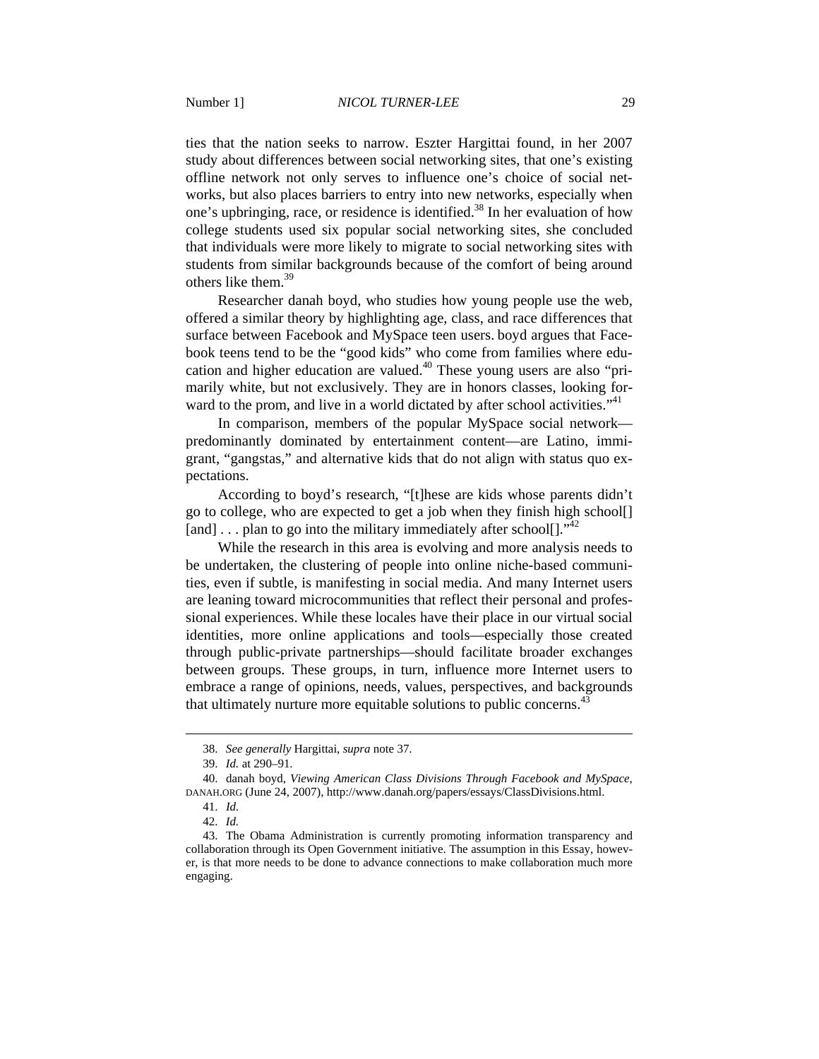ties that the nation seeks to narrow. Eszter Hargittai found, in her 2007 study about differences between social networking sites, that one's existing offline network not only serves to influence one's choice of social networks, but also places barriers to entry into new networks, especially when one's upbringing, race, or residence is identified.[38] In her evaluation of how college students used six popular social networking sites, she concluded that individuals were more likely to migrate to social networking sites with students from similar backgrounds because of the comfort of being around others like them.[39]

Researcher danah boyd, who studies how young people use the web, offered a similar theory by highlighting age, class, and race differences that surface between Facebook and MySpace teen users. boyd argues that Facebook teens tend to be the "good kids" who come from families where education and higher education are valued.[40] These young users are also "primarily white, but not exclusively. They are in honors classes, looking forward to the prom, and live in a world dictated by after school activities."[41]

In comparison, members of the popular MySpace social network—predominantly dominated by entertainment content—are Latino, immigrant, "gangstas," and alternative kids that do not align with status quo expectations.

According to boyd's research, "[t]hese are kids whose parents didn't go to college, who are expected to get a job when they finish high school[] [and] . . . plan to go into the military immediately after school[]."[42]

While the research in this area is evolving and more analysis needs to be undertaken, the clustering of people into online niche-based communities, even if subtle, is manifesting in social media. And many Internet users are leaning toward microcommunities that reflect their personal and professional experiences. While these locales have their place in our virtual social identities, more online applications and tools—especially those created through public-private partnerships—should facilitate broader exchanges between groups. These groups, in turn, influence more Internet users to embrace a range of opinions, needs, values, perspectives, and backgrounds that ultimately nurture more equitable solutions to public concerns.[43]

---

38. *See generally* Hargittai, *supra* note 37.

39. *Id.* at 290–91.

40. danah boyd, *Viewing American Class Divisions Through Facebook and MySpace*, DANAH.ORG (June 24, 2007), http://www.danah.org/papers/essays/ClassDivisions.html.

41. *Id.*

42. *Id.*

43. The Obama Administration is currently promoting information transparency and collaboration through its Open Government initiative. The assumption in this Essay, however, is that more needs to be done to advance connections to make collaboration much more engaging.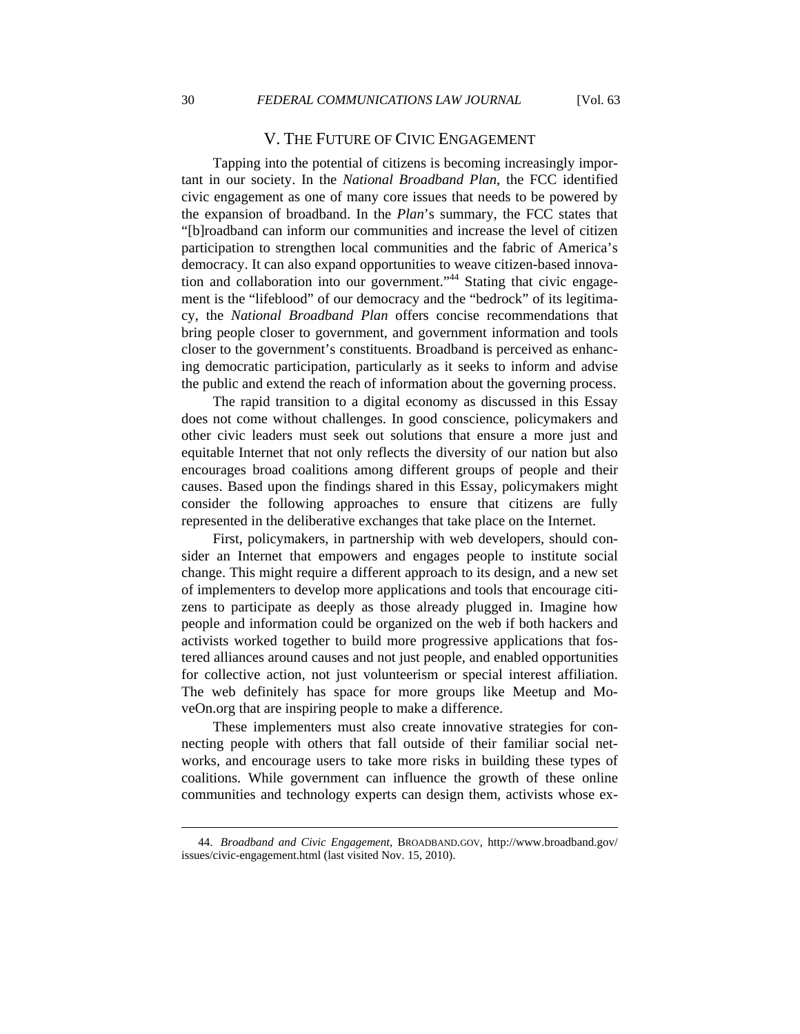## V. THE FUTURE OF CIVIC ENGAGEMENT

Tapping into the potential of citizens is becoming increasingly important in our society. In the *National Broadband Plan*, the FCC identified civic engagement as one of many core issues that needs to be powered by the expansion of broadband. In the *Plan*'s summary, the FCC states that "[b]roadband can inform our communities and increase the level of citizen participation to strengthen local communities and the fabric of America's democracy. It can also expand opportunities to weave citizen-based innovation and collaboration into our government."[44] Stating that civic engagement is the "lifeblood" of our democracy and the "bedrock" of its legitimacy, the *National Broadband Plan* offers concise recommendations that bring people closer to government, and government information and tools closer to the government's constituents. Broadband is perceived as enhancing democratic participation, particularly as it seeks to inform and advise the public and extend the reach of information about the governing process.

The rapid transition to a digital economy as discussed in this Essay does not come without challenges. In good conscience, policymakers and other civic leaders must seek out solutions that ensure a more just and equitable Internet that not only reflects the diversity of our nation but also encourages broad coalitions among different groups of people and their causes. Based upon the findings shared in this Essay, policymakers might consider the following approaches to ensure that citizens are fully represented in the deliberative exchanges that take place on the Internet.

First, policymakers, in partnership with web developers, should consider an Internet that empowers and engages people to institute social change. This might require a different approach to its design, and a new set of implementers to develop more applications and tools that encourage citizens to participate as deeply as those already plugged in. Imagine how people and information could be organized on the web if both hackers and activists worked together to build more progressive applications that fostered alliances around causes and not just people, and enabled opportunities for collective action, not just volunteerism or special interest affiliation. The web definitely has space for more groups like Meetup and MoveOn.org that are inspiring people to make a difference.

These implementers must also create innovative strategies for connecting people with others that fall outside of their familiar social networks, and encourage users to take more risks in building these types of coalitions. While government can influence the growth of these online communities and technology experts can design them, activists whose ex-

---

44. *Broadband and Civic Engagement*, BROADBAND.GOV, http://www.broadband.gov/issues/civic-engagement.html (last visited Nov. 15, 2010).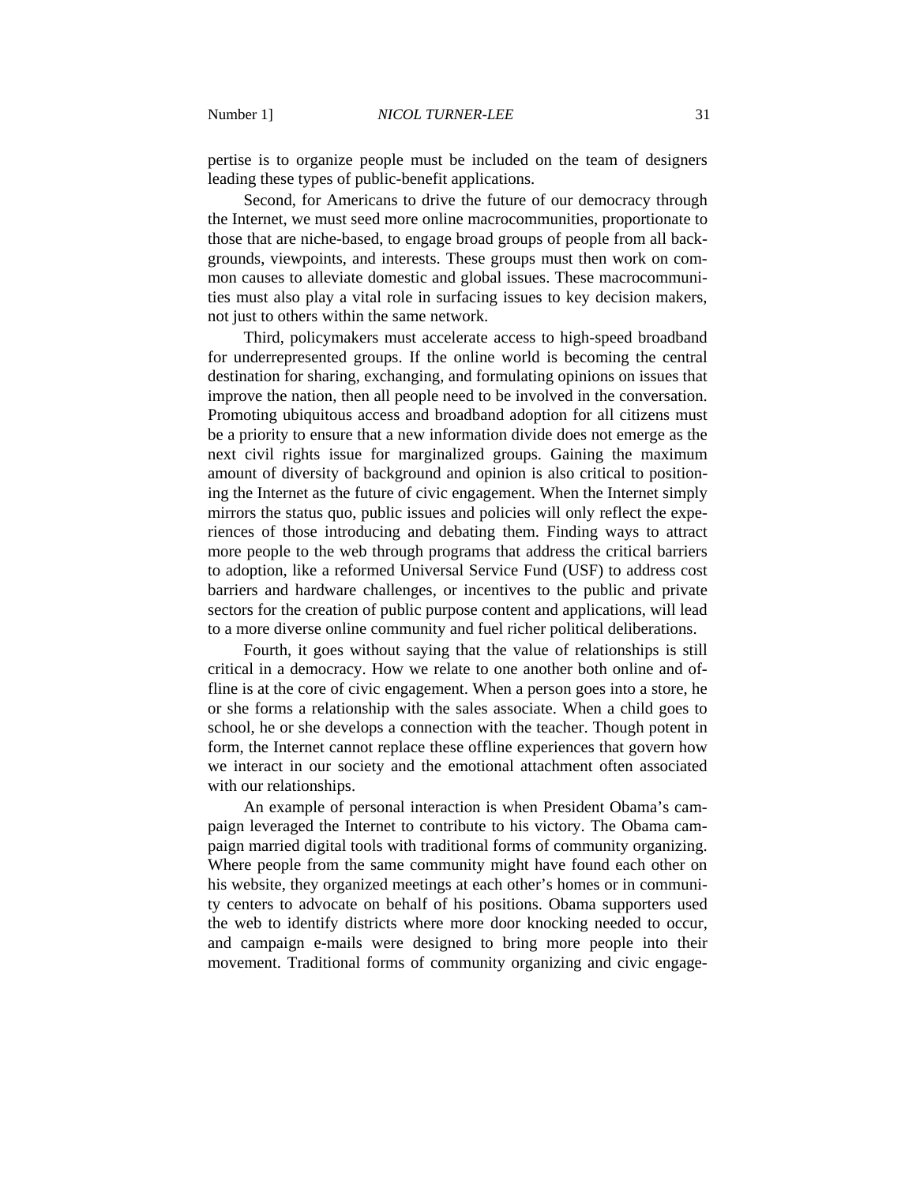pertise is to organize people must be included on the team of designers leading these types of public-benefit applications.

Second, for Americans to drive the future of our democracy through the Internet, we must seed more online macrocommunities, proportionate to those that are niche-based, to engage broad groups of people from all backgrounds, viewpoints, and interests. These groups must then work on common causes to alleviate domestic and global issues. These macrocommunities must also play a vital role in surfacing issues to key decision makers, not just to others within the same network.

Third, policymakers must accelerate access to high-speed broadband for underrepresented groups. If the online world is becoming the central destination for sharing, exchanging, and formulating opinions on issues that improve the nation, then all people need to be involved in the conversation. Promoting ubiquitous access and broadband adoption for all citizens must be a priority to ensure that a new information divide does not emerge as the next civil rights issue for marginalized groups. Gaining the maximum amount of diversity of background and opinion is also critical to positioning the Internet as the future of civic engagement. When the Internet simply mirrors the status quo, public issues and policies will only reflect the experiences of those introducing and debating them. Finding ways to attract more people to the web through programs that address the critical barriers to adoption, like a reformed Universal Service Fund (USF) to address cost barriers and hardware challenges, or incentives to the public and private sectors for the creation of public purpose content and applications, will lead to a more diverse online community and fuel richer political deliberations.

Fourth, it goes without saying that the value of relationships is still critical in a democracy. How we relate to one another both online and offline is at the core of civic engagement. When a person goes into a store, he or she forms a relationship with the sales associate. When a child goes to school, he or she develops a connection with the teacher. Though potent in form, the Internet cannot replace these offline experiences that govern how we interact in our society and the emotional attachment often associated with our relationships.

An example of personal interaction is when President Obama's campaign leveraged the Internet to contribute to his victory. The Obama campaign married digital tools with traditional forms of community organizing. Where people from the same community might have found each other on his website, they organized meetings at each other's homes or in community centers to advocate on behalf of his positions. Obama supporters used the web to identify districts where more door knocking needed to occur, and campaign e-mails were designed to bring more people into their movement. Traditional forms of community organizing and civic engage-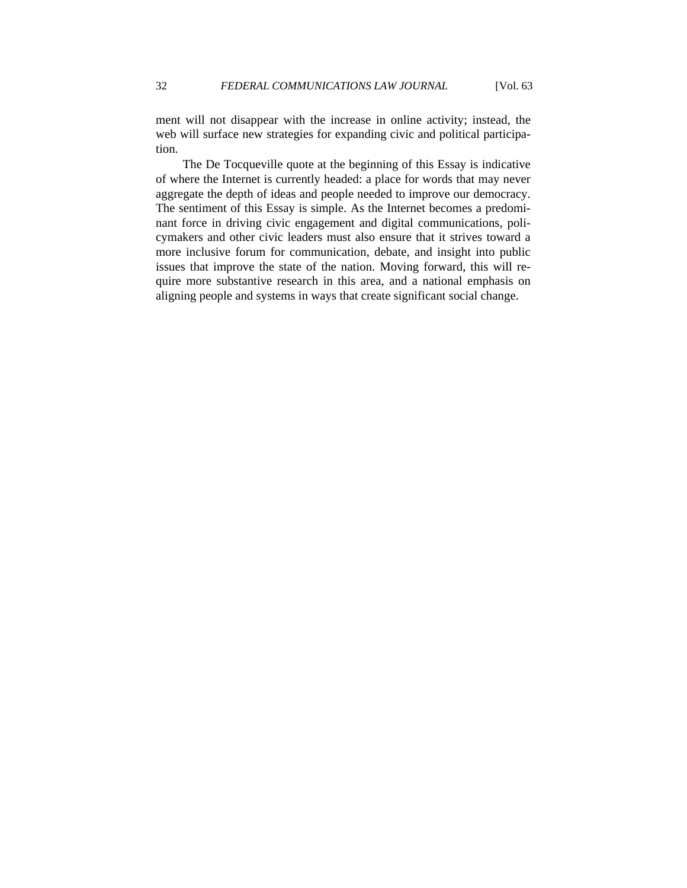ment will not disappear with the increase in online activity; instead, the web will surface new strategies for expanding civic and political participation.

The De Tocqueville quote at the beginning of this Essay is indicative of where the Internet is currently headed: a place for words that may never aggregate the depth of ideas and people needed to improve our democracy. The sentiment of this Essay is simple. As the Internet becomes a predominant force in driving civic engagement and digital communications, policymakers and other civic leaders must also ensure that it strives toward a more inclusive forum for communication, debate, and insight into public issues that improve the state of the nation. Moving forward, this will require more substantive research in this area, and a national emphasis on aligning people and systems in ways that create significant social change.